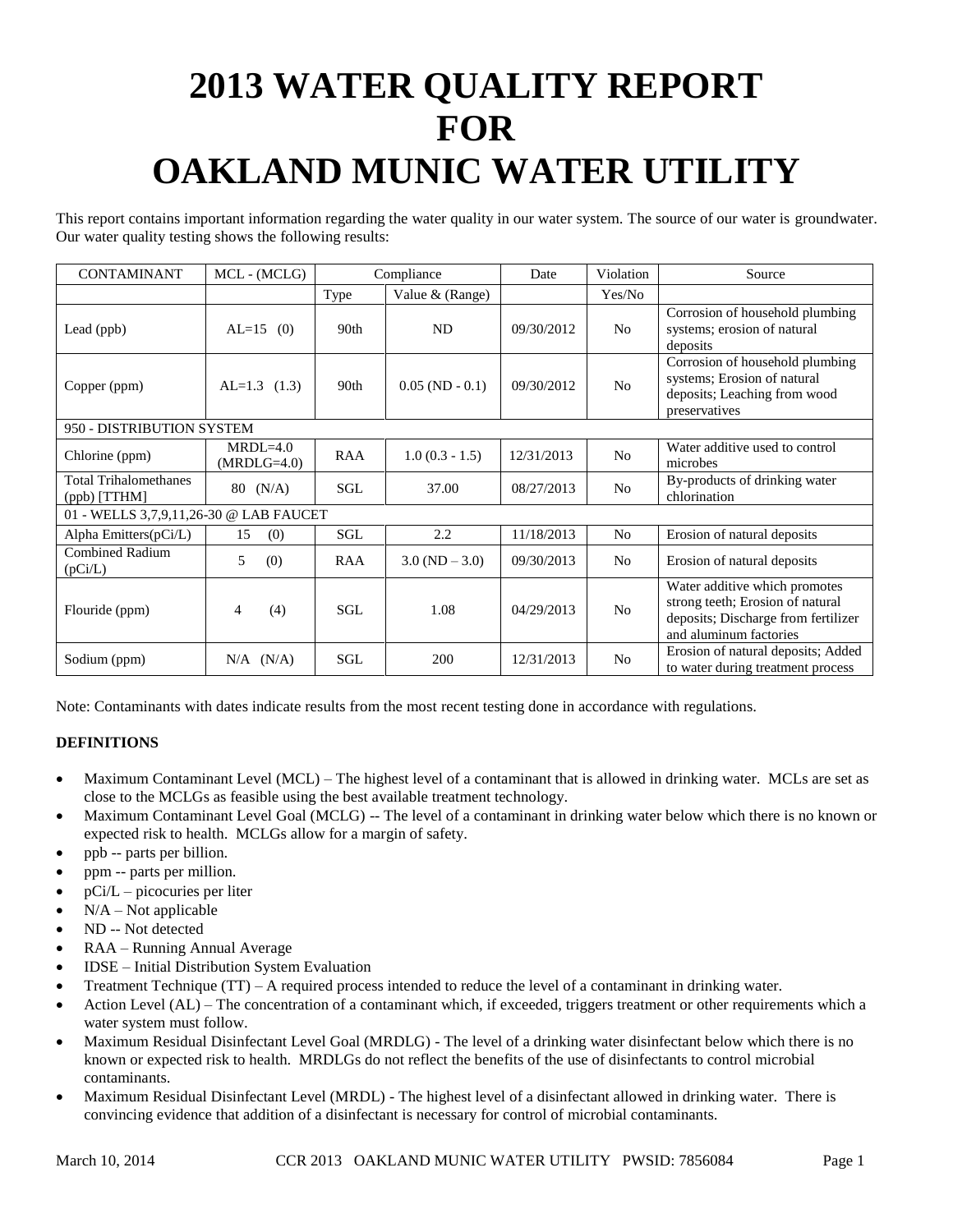# 2013 WATER QUALITY REPORT FOR OAKLAND MUNIC WATER UTILITY

This report contains important information regarding the water quality in our water system. The source of our water is groundwater. Our water quality testing shows the following results:

| CONTAMINANT | MCL - (MCLG) | Compliance | | Date | Violation | Source |
|---|---|---|---|---|---|---|
| | | Type | Value & (Range) | | Yes/No | |
| Lead (ppb) | AL=15 (0) | 90th | ND | 09/30/2012 | No | Corrosion of household plumbing systems; erosion of natural deposits |
| Copper (ppm) | AL=1.3 (1.3) | 90th | 0.05 (ND - 0.1) | 09/30/2012 | No | Corrosion of household plumbing systems; Erosion of natural deposits; Leaching from wood preservatives |
| 950 - DISTRIBUTION SYSTEM | | | | | | |
| Chlorine (ppm) | MRDL=4.0 (MRDLG=4.0) | RAA | 1.0 (0.3 - 1.5) | 12/31/2013 | No | Water additive used to control microbes |
| Total Trihalomethanes (ppb) [TTHM] | 80 (N/A) | SGL | 37.00 | 08/27/2013 | No | By-products of drinking water chlorination |
| 01 - WELLS 3,7,9,11,26-30 @ LAB FAUCET | | | | | | |
| Alpha Emitters(pCi/L) | 15 (0) | SGL | 2.2 | 11/18/2013 | No | Erosion of natural deposits |
| Combined Radium (pCi/L) | 5 (0) | RAA | 3.0 (ND – 3.0) | 09/30/2013 | No | Erosion of natural deposits |
| Flouride (ppm) | 4 (4) | SGL | 1.08 | 04/29/2013 | No | Water additive which promotes strong teeth; Erosion of natural deposits; Discharge from fertilizer and aluminum factories |
| Sodium (ppm) | N/A (N/A) | SGL | 200 | 12/31/2013 | No | Erosion of natural deposits; Added to water during treatment process |

Note: Contaminants with dates indicate results from the most recent testing done in accordance with regulations.

**DEFINITIONS**

- Maximum Contaminant Level (MCL) – The highest level of a contaminant that is allowed in drinking water. MCLs are set as close to the MCLGs as feasible using the best available treatment technology.
- Maximum Contaminant Level Goal (MCLG) -- The level of a contaminant in drinking water below which there is no known or expected risk to health. MCLGs allow for a margin of safety.
- ppb -- parts per billion.
- ppm -- parts per million.
- pCi/L – picocuries per liter
- N/A – Not applicable
- ND -- Not detected
- RAA – Running Annual Average
- IDSE – Initial Distribution System Evaluation
- Treatment Technique (TT) – A required process intended to reduce the level of a contaminant in drinking water.
- Action Level (AL) – The concentration of a contaminant which, if exceeded, triggers treatment or other requirements which a water system must follow.
- Maximum Residual Disinfectant Level Goal (MRDLG) - The level of a drinking water disinfectant below which there is no known or expected risk to health. MRDLGs do not reflect the benefits of the use of disinfectants to control microbial contaminants.
- Maximum Residual Disinfectant Level (MRDL) - The highest level of a disinfectant allowed in drinking water. There is convincing evidence that addition of a disinfectant is necessary for control of microbial contaminants.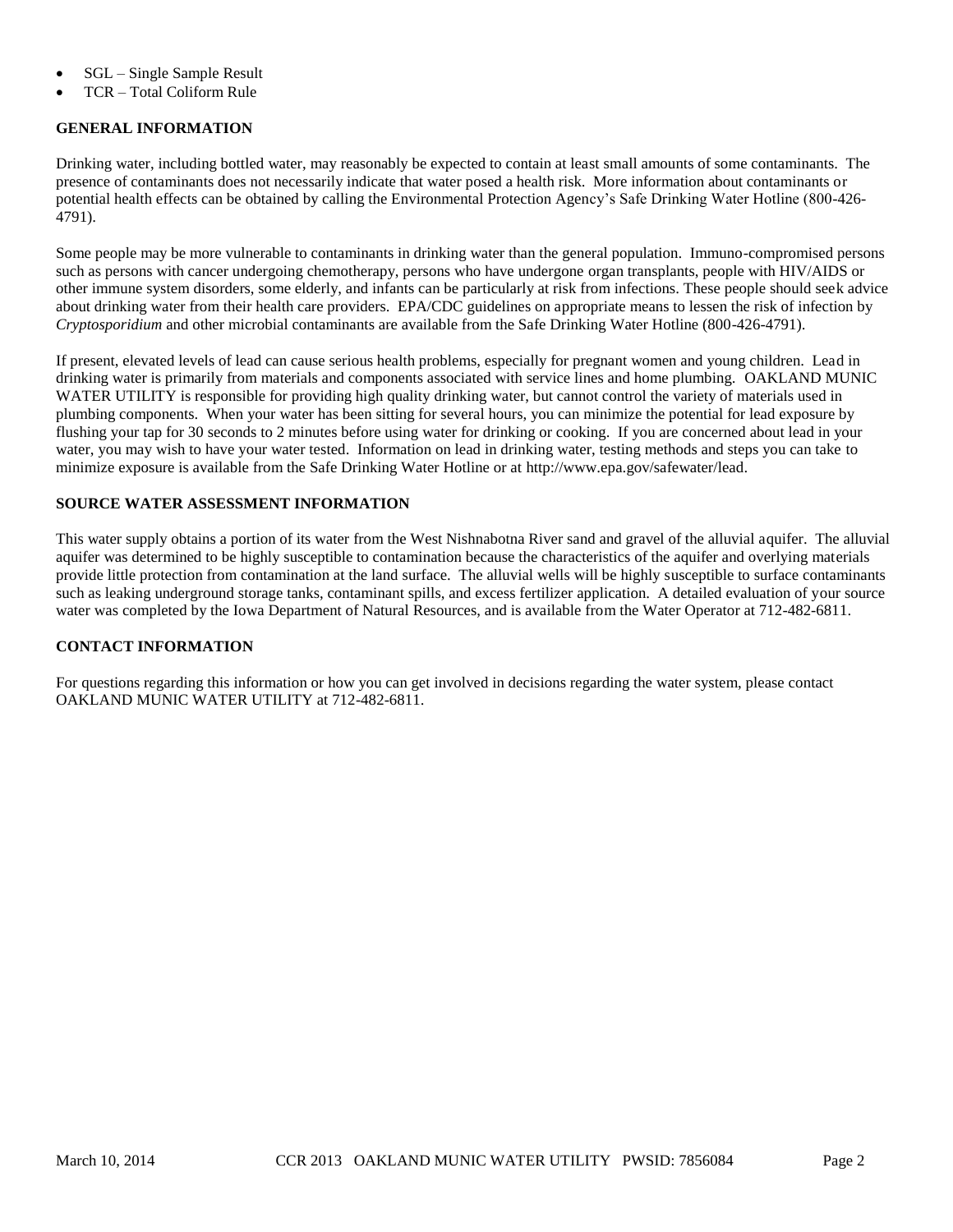- SGL – Single Sample Result
- TCR – Total Coliform Rule

**GENERAL INFORMATION**

Drinking water, including bottled water, may reasonably be expected to contain at least small amounts of some contaminants. The presence of contaminants does not necessarily indicate that water posed a health risk. More information about contaminants or potential health effects can be obtained by calling the Environmental Protection Agency's Safe Drinking Water Hotline (800-426-4791).

Some people may be more vulnerable to contaminants in drinking water than the general population. Immuno-compromised persons such as persons with cancer undergoing chemotherapy, persons who have undergone organ transplants, people with HIV/AIDS or other immune system disorders, some elderly, and infants can be particularly at risk from infections. These people should seek advice about drinking water from their health care providers. EPA/CDC guidelines on appropriate means to lessen the risk of infection by *Cryptosporidium* and other microbial contaminants are available from the Safe Drinking Water Hotline (800-426-4791).

If present, elevated levels of lead can cause serious health problems, especially for pregnant women and young children. Lead in drinking water is primarily from materials and components associated with service lines and home plumbing. OAKLAND MUNIC WATER UTILITY is responsible for providing high quality drinking water, but cannot control the variety of materials used in plumbing components. When your water has been sitting for several hours, you can minimize the potential for lead exposure by flushing your tap for 30 seconds to 2 minutes before using water for drinking or cooking. If you are concerned about lead in your water, you may wish to have your water tested. Information on lead in drinking water, testing methods and steps you can take to minimize exposure is available from the Safe Drinking Water Hotline or at http://www.epa.gov/safewater/lead.

**SOURCE WATER ASSESSMENT INFORMATION**

This water supply obtains a portion of its water from the West Nishnabotna River sand and gravel of the alluvial aquifer. The alluvial aquifer was determined to be highly susceptible to contamination because the characteristics of the aquifer and overlying materials provide little protection from contamination at the land surface. The alluvial wells will be highly susceptible to surface contaminants such as leaking underground storage tanks, contaminant spills, and excess fertilizer application. A detailed evaluation of your source water was completed by the Iowa Department of Natural Resources, and is available from the Water Operator at 712-482-6811.

**CONTACT INFORMATION**

For questions regarding this information or how you can get involved in decisions regarding the water system, please contact OAKLAND MUNIC WATER UTILITY at 712-482-6811.